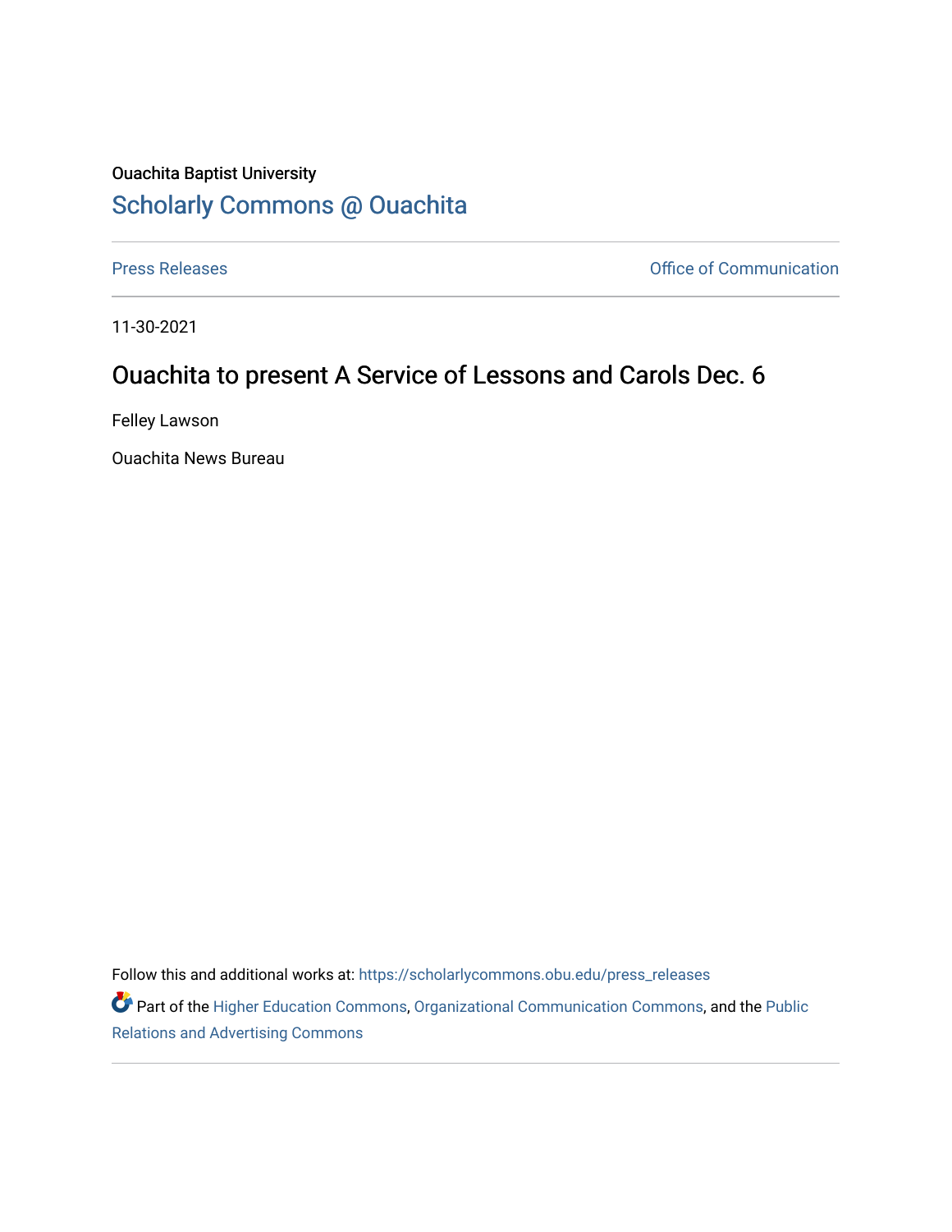Ouachita Baptist University

## Scholarly Commons @ Ouachita

Press Releases

Office of Communication

11-30-2021

# Ouachita to present A Service of Lessons and Carols Dec. 6

Felley Lawson

Ouachita News Bureau

Follow this and additional works at: https://scholarlycommons.obu.edu/press_releases

Part of the Higher Education Commons, Organizational Communication Commons, and the Public Relations and Advertising Commons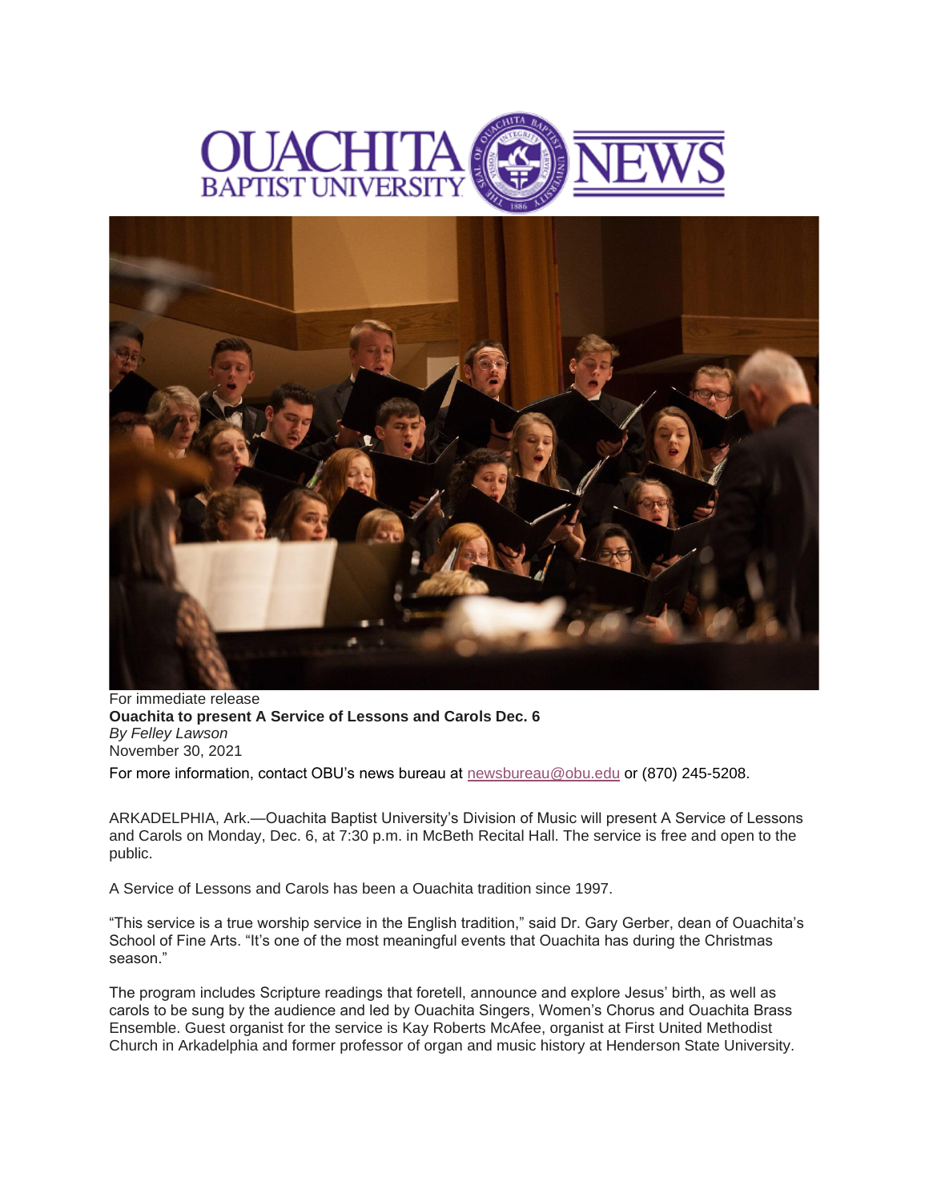For immediate release

**Ouachita to present A Service of Lessons and Carols Dec. 6**

*By Felley Lawson*

November 30, 2021

For more information, contact OBU's news bureau at newsbureau@obu.edu or (870) 245-5208.

ARKADELPHIA, Ark.—Ouachita Baptist University's Division of Music will present A Service of Lessons and Carols on Monday, Dec. 6, at 7:30 p.m. in McBeth Recital Hall. The service is free and open to the public.

A Service of Lessons and Carols has been a Ouachita tradition since 1997.

"This service is a true worship service in the English tradition," said Dr. Gary Gerber, dean of Ouachita's School of Fine Arts. "It's one of the most meaningful events that Ouachita has during the Christmas season."

The program includes Scripture readings that foretell, announce and explore Jesus' birth, as well as carols to be sung by the audience and led by Ouachita Singers, Women's Chorus and Ouachita Brass Ensemble. Guest organist for the service is Kay Roberts McAfee, organist at First United Methodist Church in Arkadelphia and former professor of organ and music history at Henderson State University.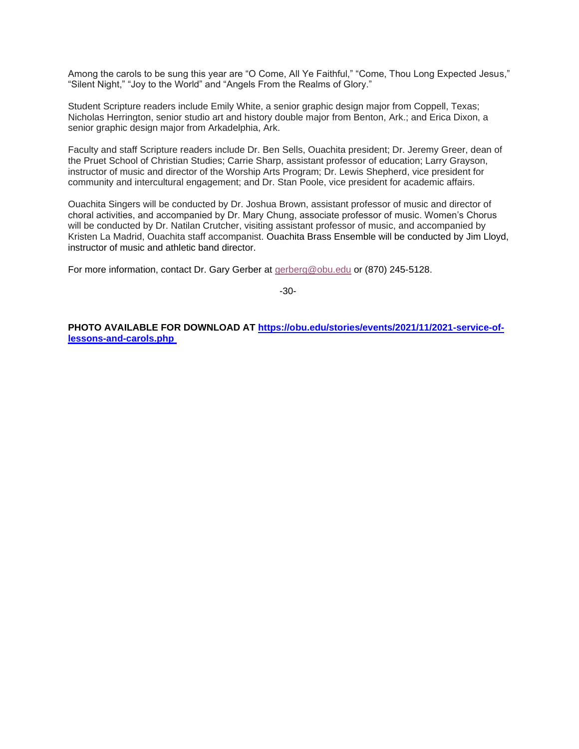Among the carols to be sung this year are "O Come, All Ye Faithful," "Come, Thou Long Expected Jesus," "Silent Night," "Joy to the World" and "Angels From the Realms of Glory."

Student Scripture readers include Emily White, a senior graphic design major from Coppell, Texas; Nicholas Herrington, senior studio art and history double major from Benton, Ark.; and Erica Dixon, a senior graphic design major from Arkadelphia, Ark.

Faculty and staff Scripture readers include Dr. Ben Sells, Ouachita president; Dr. Jeremy Greer, dean of the Pruet School of Christian Studies; Carrie Sharp, assistant professor of education; Larry Grayson, instructor of music and director of the Worship Arts Program; Dr. Lewis Shepherd, vice president for community and intercultural engagement; and Dr. Stan Poole, vice president for academic affairs.

Ouachita Singers will be conducted by Dr. Joshua Brown, assistant professor of music and director of choral activities, and accompanied by Dr. Mary Chung, associate professor of music. Women's Chorus will be conducted by Dr. Natilan Crutcher, visiting assistant professor of music, and accompanied by Kristen La Madrid, Ouachita staff accompanist. Ouachita Brass Ensemble will be conducted by Jim Lloyd, instructor of music and athletic band director.

For more information, contact Dr. Gary Gerber at gerberg@obu.edu or (870) 245-5128.

-30-

**PHOTO AVAILABLE FOR DOWNLOAD AT https://obu.edu/stories/events/2021/11/2021-service-of-lessons-and-carols.php**